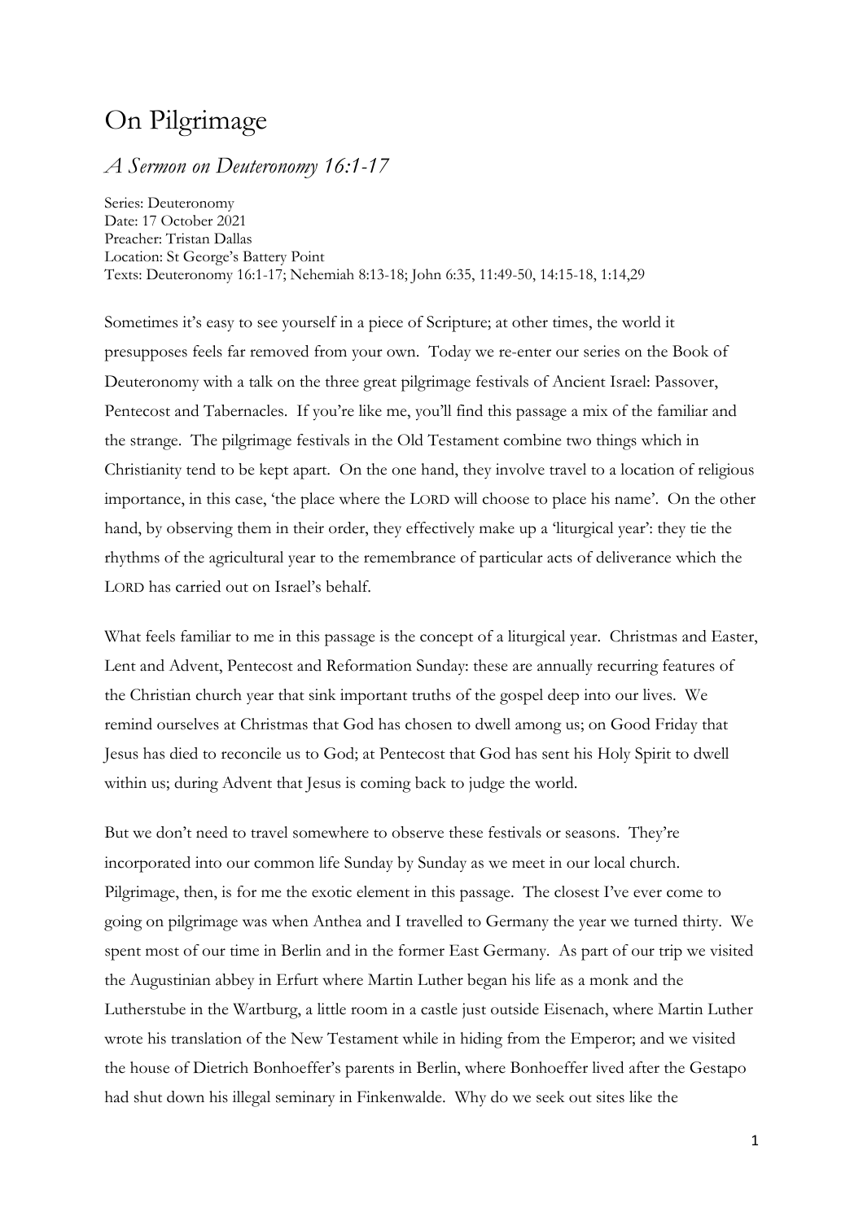# On Pilgrimage

## *A Sermon on Deuteronomy 16:1-17*

Series: Deuteronomy
Date: 17 October 2021
Preacher: Tristan Dallas
Location: St George's Battery Point
Texts: Deuteronomy 16:1-17; Nehemiah 8:13-18; John 6:35, 11:49-50, 14:15-18, 1:14,29

Sometimes it's easy to see yourself in a piece of Scripture; at other times, the world it presupposes feels far removed from your own. Today we re-enter our series on the Book of Deuteronomy with a talk on the three great pilgrimage festivals of Ancient Israel: Passover, Pentecost and Tabernacles. If you're like me, you'll find this passage a mix of the familiar and the strange. The pilgrimage festivals in the Old Testament combine two things which in Christianity tend to be kept apart. On the one hand, they involve travel to a location of religious importance, in this case, 'the place where the LORD will choose to place his name'. On the other hand, by observing them in their order, they effectively make up a 'liturgical year': they tie the rhythms of the agricultural year to the remembrance of particular acts of deliverance which the LORD has carried out on Israel's behalf.

What feels familiar to me in this passage is the concept of a liturgical year. Christmas and Easter, Lent and Advent, Pentecost and Reformation Sunday: these are annually recurring features of the Christian church year that sink important truths of the gospel deep into our lives. We remind ourselves at Christmas that God has chosen to dwell among us; on Good Friday that Jesus has died to reconcile us to God; at Pentecost that God has sent his Holy Spirit to dwell within us; during Advent that Jesus is coming back to judge the world.

But we don't need to travel somewhere to observe these festivals or seasons. They're incorporated into our common life Sunday by Sunday as we meet in our local church. Pilgrimage, then, is for me the exotic element in this passage. The closest I've ever come to going on pilgrimage was when Anthea and I travelled to Germany the year we turned thirty. We spent most of our time in Berlin and in the former East Germany. As part of our trip we visited the Augustinian abbey in Erfurt where Martin Luther began his life as a monk and the Lutherstube in the Wartburg, a little room in a castle just outside Eisenach, where Martin Luther wrote his translation of the New Testament while in hiding from the Emperor; and we visited the house of Dietrich Bonhoeffer's parents in Berlin, where Bonhoeffer lived after the Gestapo had shut down his illegal seminary in Finkenwalde. Why do we seek out sites like the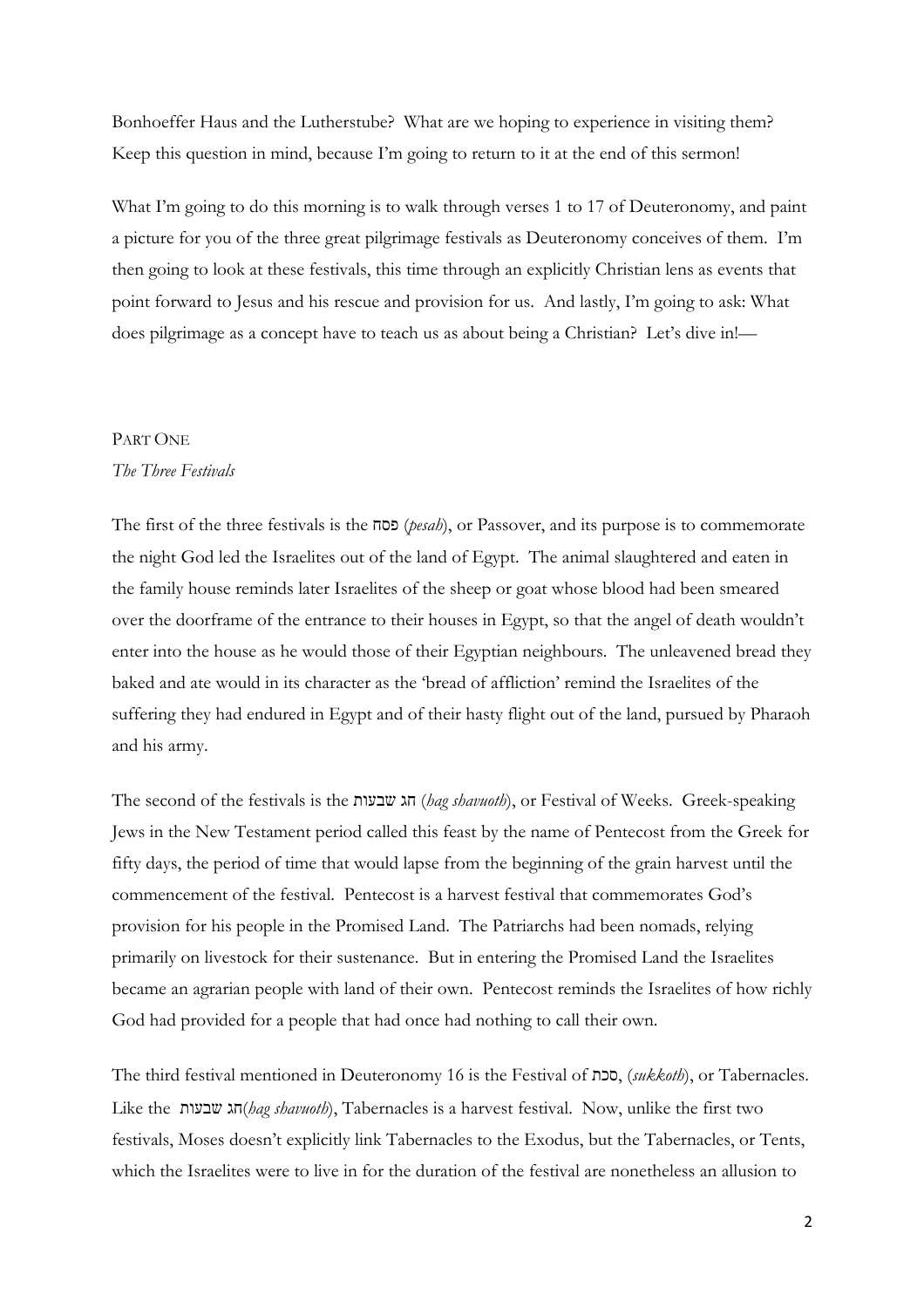Bonhoeffer Haus and the Lutherstube? What are we hoping to experience in visiting them? Keep this question in mind, because I'm going to return to it at the end of this sermon!

What I'm going to do this morning is to walk through verses 1 to 17 of Deuteronomy, and paint a picture for you of the three great pilgrimage festivals as Deuteronomy conceives of them. I'm then going to look at these festivals, this time through an explicitly Christian lens as events that point forward to Jesus and his rescue and provision for us. And lastly, I'm going to ask: What does pilgrimage as a concept have to teach us as about being a Christian? Let's dive in!—

## PART ONE
### *The Three Festivals*

The first of the three festivals is the פסח (*pesah*), or Passover, and its purpose is to commemorate the night God led the Israelites out of the land of Egypt. The animal slaughtered and eaten in the family house reminds later Israelites of the sheep or goat whose blood had been smeared over the doorframe of the entrance to their houses in Egypt, so that the angel of death wouldn't enter into the house as he would those of their Egyptian neighbours. The unleavened bread they baked and ate would in its character as the 'bread of affliction' remind the Israelites of the suffering they had endured in Egypt and of their hasty flight out of the land, pursued by Pharaoh and his army.

The second of the festivals is the חג שבעות (*hag shavuoth*), or Festival of Weeks. Greek-speaking Jews in the New Testament period called this feast by the name of Pentecost from the Greek for fifty days, the period of time that would lapse from the beginning of the grain harvest until the commencement of the festival. Pentecost is a harvest festival that commemorates God's provision for his people in the Promised Land. The Patriarchs had been nomads, relying primarily on livestock for their sustenance. But in entering the Promised Land the Israelites became an agrarian people with land of their own. Pentecost reminds the Israelites of how richly God had provided for a people that had once had nothing to call their own.

The third festival mentioned in Deuteronomy 16 is the Festival of סכת, (*sukkoth*), or Tabernacles. Like the חג שבעות(*hag shavuoth*), Tabernacles is a harvest festival. Now, unlike the first two festivals, Moses doesn't explicitly link Tabernacles to the Exodus, but the Tabernacles, or Tents, which the Israelites were to live in for the duration of the festival are nonetheless an allusion to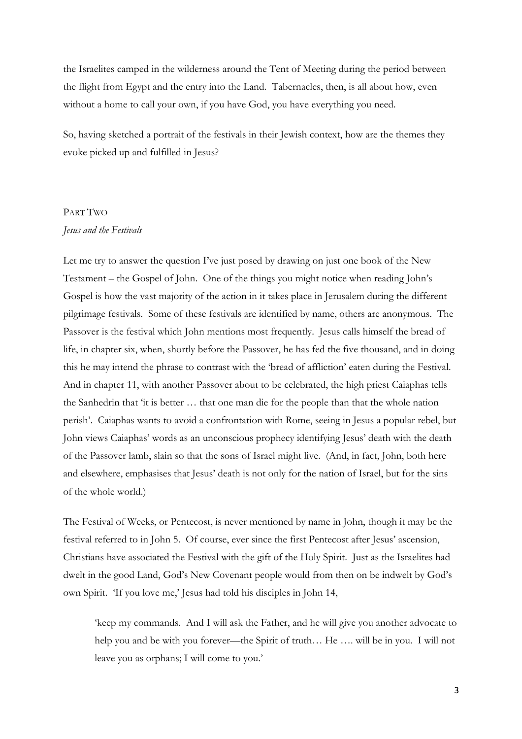the Israelites camped in the wilderness around the Tent of Meeting during the period between the flight from Egypt and the entry into the Land. Tabernacles, then, is all about how, even without a home to call your own, if you have God, you have everything you need.

So, having sketched a portrait of the festivals in their Jewish context, how are the themes they evoke picked up and fulfilled in Jesus?

## PART TWO

### *Jesus and the Festivals*

Let me try to answer the question I've just posed by drawing on just one book of the New Testament – the Gospel of John. One of the things you might notice when reading John's Gospel is how the vast majority of the action in it takes place in Jerusalem during the different pilgrimage festivals. Some of these festivals are identified by name, others are anonymous. The Passover is the festival which John mentions most frequently. Jesus calls himself the bread of life, in chapter six, when, shortly before the Passover, he has fed the five thousand, and in doing this he may intend the phrase to contrast with the 'bread of affliction' eaten during the Festival. And in chapter 11, with another Passover about to be celebrated, the high priest Caiaphas tells the Sanhedrin that 'it is better … that one man die for the people than that the whole nation perish'. Caiaphas wants to avoid a confrontation with Rome, seeing in Jesus a popular rebel, but John views Caiaphas' words as an unconscious prophecy identifying Jesus' death with the death of the Passover lamb, slain so that the sons of Israel might live. (And, in fact, John, both here and elsewhere, emphasises that Jesus' death is not only for the nation of Israel, but for the sins of the whole world.)

The Festival of Weeks, or Pentecost, is never mentioned by name in John, though it may be the festival referred to in John 5. Of course, ever since the first Pentecost after Jesus' ascension, Christians have associated the Festival with the gift of the Holy Spirit. Just as the Israelites had dwelt in the good Land, God's New Covenant people would from then on be indwelt by God's own Spirit. 'If you love me,' Jesus had told his disciples in John 14,

> 'keep my commands. And I will ask the Father, and he will give you another advocate to help you and be with you forever—the Spirit of truth… He …. will be in you. I will not leave you as orphans; I will come to you.'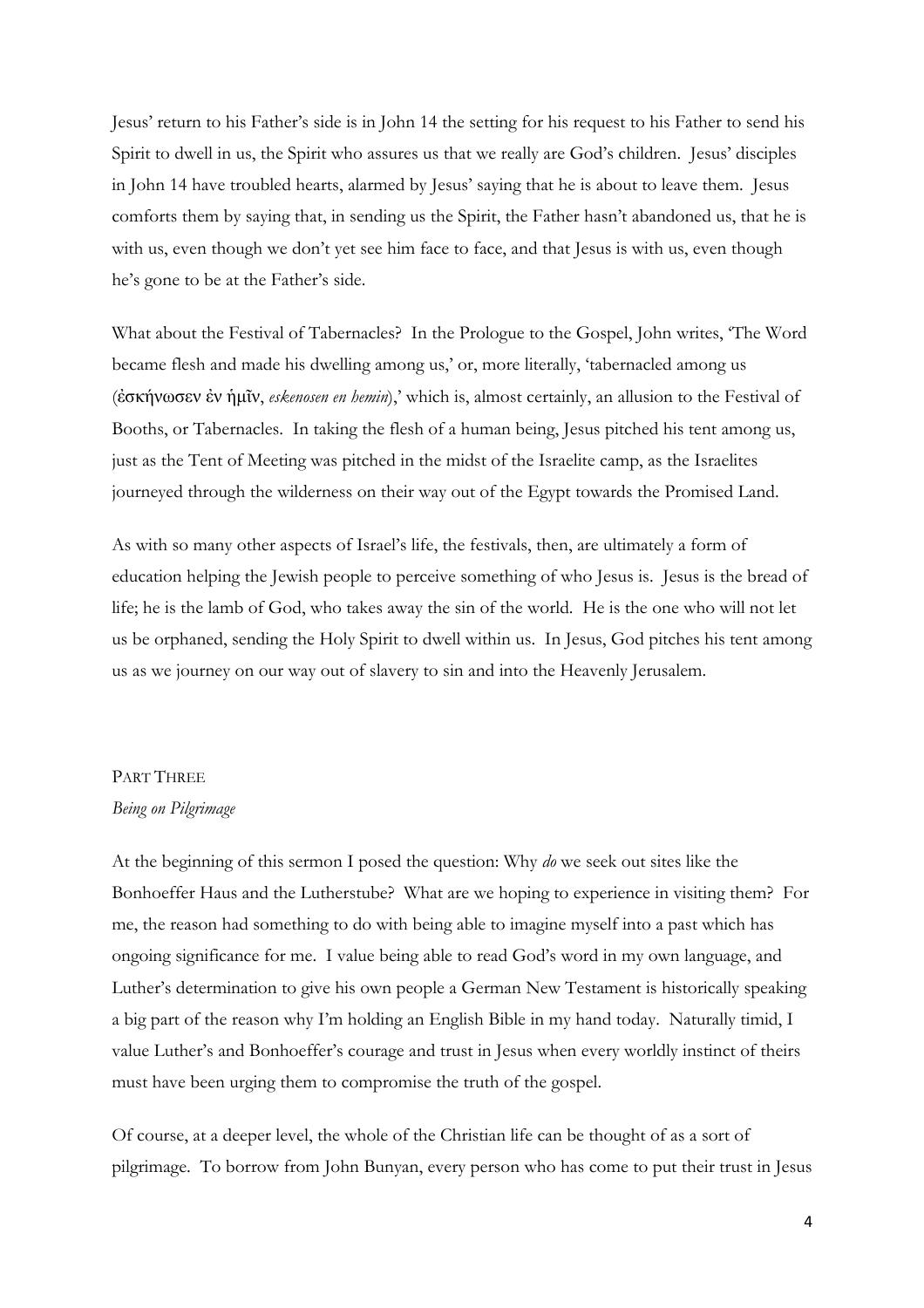Jesus' return to his Father's side is in John 14 the setting for his request to his Father to send his Spirit to dwell in us, the Spirit who assures us that we really are God's children. Jesus' disciples in John 14 have troubled hearts, alarmed by Jesus' saying that he is about to leave them. Jesus comforts them by saying that, in sending us the Spirit, the Father hasn't abandoned us, that he is with us, even though we don't yet see him face to face, and that Jesus is with us, even though he's gone to be at the Father's side.

What about the Festival of Tabernacles? In the Prologue to the Gospel, John writes, 'The Word became flesh and made his dwelling among us,' or, more literally, 'tabernacled among us (ἐσκήνωσεν ἐν ἡμῖν, *eskenosen en hemin*),' which is, almost certainly, an allusion to the Festival of Booths, or Tabernacles. In taking the flesh of a human being, Jesus pitched his tent among us, just as the Tent of Meeting was pitched in the midst of the Israelite camp, as the Israelites journeyed through the wilderness on their way out of the Egypt towards the Promised Land.

As with so many other aspects of Israel's life, the festivals, then, are ultimately a form of education helping the Jewish people to perceive something of who Jesus is. Jesus is the bread of life; he is the lamb of God, who takes away the sin of the world. He is the one who will not let us be orphaned, sending the Holy Spirit to dwell within us. In Jesus, God pitches his tent among us as we journey on our way out of slavery to sin and into the Heavenly Jerusalem.

## PART THREE
*Being on Pilgrimage*

At the beginning of this sermon I posed the question: Why *do* we seek out sites like the Bonhoeffer Haus and the Lutherstube? What are we hoping to experience in visiting them? For me, the reason had something to do with being able to imagine myself into a past which has ongoing significance for me. I value being able to read God's word in my own language, and Luther's determination to give his own people a German New Testament is historically speaking a big part of the reason why I'm holding an English Bible in my hand today. Naturally timid, I value Luther's and Bonhoeffer's courage and trust in Jesus when every worldly instinct of theirs must have been urging them to compromise the truth of the gospel.

Of course, at a deeper level, the whole of the Christian life can be thought of as a sort of pilgrimage. To borrow from John Bunyan, every person who has come to put their trust in Jesus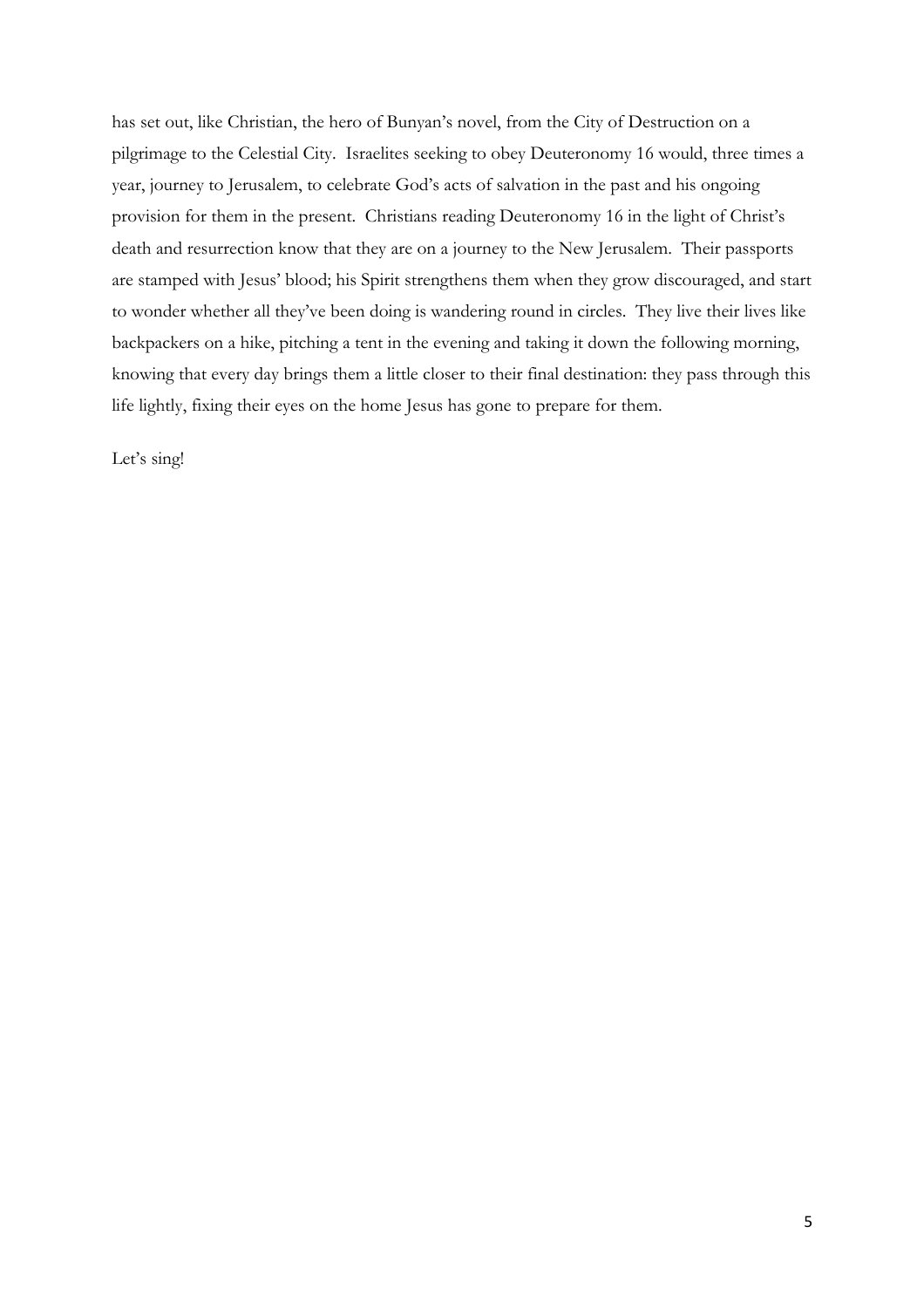has set out, like Christian, the hero of Bunyan's novel, from the City of Destruction on a pilgrimage to the Celestial City. Israelites seeking to obey Deuteronomy 16 would, three times a year, journey to Jerusalem, to celebrate God's acts of salvation in the past and his ongoing provision for them in the present. Christians reading Deuteronomy 16 in the light of Christ's death and resurrection know that they are on a journey to the New Jerusalem. Their passports are stamped with Jesus' blood; his Spirit strengthens them when they grow discouraged, and start to wonder whether all they've been doing is wandering round in circles. They live their lives like backpackers on a hike, pitching a tent in the evening and taking it down the following morning, knowing that every day brings them a little closer to their final destination: they pass through this life lightly, fixing their eyes on the home Jesus has gone to prepare for them.

Let's sing!